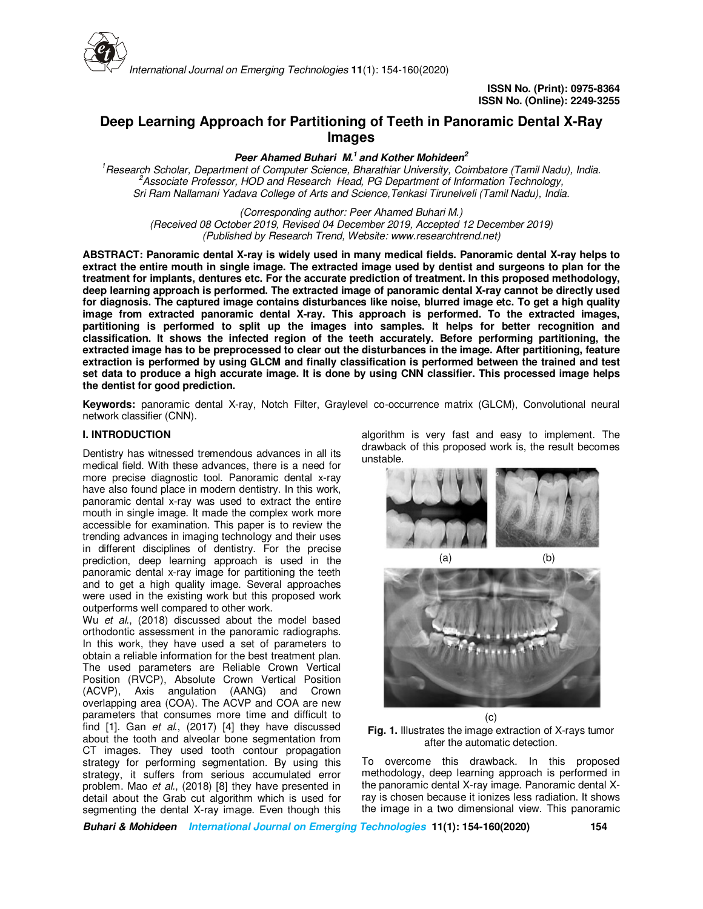ISSN No. (Print): 0975-8364
ISSN No. (Online): 2249-3255

# Deep Learning Approach for Partitioning of Teeth in Panoramic Dental X-Ray Images

***Peer Ahamed Buhari M.[1] and Kother Mohideen[2]***

*[1]Research Scholar, Department of Computer Science, Bharathiar University, Coimbatore (Tamil Nadu), India.*
*[2]Associate Professor, HOD and Research Head, PG Department of Information Technology, Sri Ram Nallamani Yadava College of Arts and Science,Tenkasi Tirunelveli (Tamil Nadu), India.*

*(Corresponding author: Peer Ahamed Buhari M.)*
*(Received 08 October 2019, Revised 04 December 2019, Accepted 12 December 2019)*
*(Published by Research Trend, Website: www.researchtrend.net)*

**ABSTRACT: Panoramic dental X-ray is widely used in many medical fields. Panoramic dental X-ray helps to extract the entire mouth in single image. The extracted image used by dentist and surgeons to plan for the treatment for implants, dentures etc. For the accurate prediction of treatment. In this proposed methodology, deep learning approach is performed. The extracted image of panoramic dental X-ray cannot be directly used for diagnosis. The captured image contains disturbances like noise, blurred image etc. To get a high quality image from extracted panoramic dental X-ray. This approach is performed. To the extracted images, partitioning is performed to split up the images into samples. It helps for better recognition and classification. It shows the infected region of the teeth accurately. Before performing partitioning, the extracted image has to be preprocessed to clear out the disturbances in the image. After partitioning, feature extraction is performed by using GLCM and finally classification is performed between the trained and test set data to produce a high accurate image. It is done by using CNN classifier. This processed image helps the dentist for good prediction.**

**Keywords:** panoramic dental X-ray, Notch Filter, Graylevel co-occurrence matrix (GLCM), Convolutional neural network classifier (CNN).

## I. INTRODUCTION

Dentistry has witnessed tremendous advances in all its medical field. With these advances, there is a need for more precise diagnostic tool. Panoramic dental x-ray have also found place in modern dentistry. In this work, panoramic dental x-ray was used to extract the entire mouth in single image. It made the complex work more accessible for examination. This paper is to review the trending advances in imaging technology and their uses in different disciplines of dentistry. For the precise prediction, deep learning approach is used in the panoramic dental x-ray image for partitioning the teeth and to get a high quality image. Several approaches were used in the existing work but this proposed work outperforms well compared to other work.

Wu *et al.*, (2018) discussed about the model based orthodontic assessment in the panoramic radiographs. In this work, they have used a set of parameters to obtain a reliable information for the best treatment plan. The used parameters are Reliable Crown Vertical Position (RVCP), Absolute Crown Vertical Position (ACVP), Axis angulation (AANG) and Crown overlapping area (COA). The ACVP and COA are new parameters that consumes more time and difficult to find [1]. Gan *et al.*, (2017) [4] they have discussed about the tooth and alveolar bone segmentation from CT images. They used tooth contour propagation strategy for performing segmentation. By using this strategy, it suffers from serious accumulated error problem. Mao *et al.*, (2018) [8] they have presented in detail about the Grab cut algorithm which is used for segmenting the dental X-ray image. Even though this algorithm is very fast and easy to implement. The drawback of this proposed work is, the result becomes unstable.

(a) (b)

(c)

**Fig. 1.** Illustrates the image extraction of X-rays tumor after the automatic detection.

To overcome this drawback. In this proposed methodology, deep learning approach is performed in the panoramic dental X-ray image. Panoramic dental X-ray is chosen because it ionizes less radiation. It shows the image in a two dimensional view. This panoramic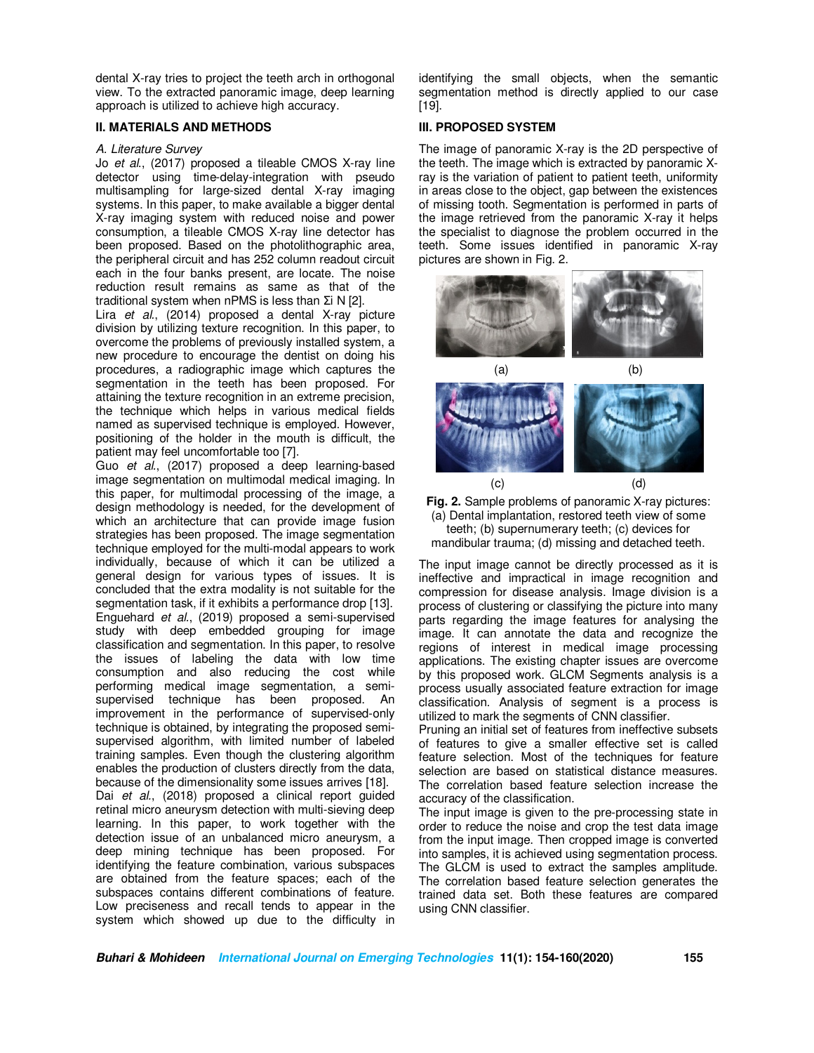dental X-ray tries to project the teeth arch in orthogonal view. To the extracted panoramic image, deep learning approach is utilized to achieve high accuracy.

## II. MATERIALS AND METHODS

### *A. Literature Survey*

Jo *et al*., (2017) proposed a tileable CMOS X-ray line detector using time-delay-integration with pseudo multisampling for large-sized dental X-ray imaging systems. In this paper, to make available a bigger dental X-ray imaging system with reduced noise and power consumption, a tileable CMOS X-ray line detector has been proposed. Based on the photolithographic area, the peripheral circuit and has 252 column readout circuit each in the four banks present, are locate. The noise reduction result remains as same as that of the traditional system when nPMS is less than Σi N [2].

Lira *et al*., (2014) proposed a dental X-ray picture division by utilizing texture recognition. In this paper, to overcome the problems of previously installed system, a new procedure to encourage the dentist on doing his procedures, a radiographic image which captures the segmentation in the teeth has been proposed. For attaining the texture recognition in an extreme precision, the technique which helps in various medical fields named as supervised technique is employed. However, positioning of the holder in the mouth is difficult, the patient may feel uncomfortable too [7].

Guo *et al*., (2017) proposed a deep learning-based image segmentation on multimodal medical imaging. In this paper, for multimodal processing of the image, a design methodology is needed, for the development of which an architecture that can provide image fusion strategies has been proposed. The image segmentation technique employed for the multi-modal appears to work individually, because of which it can be utilized a general design for various types of issues. It is concluded that the extra modality is not suitable for the segmentation task, if it exhibits a performance drop [13].

Enguehard *et al*., (2019) proposed a semi-supervised study with deep embedded grouping for image classification and segmentation. In this paper, to resolve the issues of labeling the data with low time consumption and also reducing the cost while performing medical image segmentation, a semi-supervised technique has been proposed. An improvement in the performance of supervised-only technique is obtained, by integrating the proposed semi-supervised algorithm, with limited number of labeled training samples. Even though the clustering algorithm enables the production of clusters directly from the data, because of the dimensionality some issues arrives [18].

Dai *et al*., (2018) proposed a clinical report guided retinal micro aneurysm detection with multi-sieving deep learning. In this paper, to work together with the detection issue of an unbalanced micro aneurysm, a deep mining technique has been proposed. For identifying the feature combination, various subspaces are obtained from the feature spaces; each of the subspaces contains different combinations of feature. Low preciseness and recall tends to appear in the system which showed up due to the difficulty in identifying the small objects, when the semantic segmentation method is directly applied to our case [19].

## III. PROPOSED SYSTEM

The image of panoramic X-ray is the 2D perspective of the teeth. The image which is extracted by panoramic X-ray is the variation of patient to patient teeth, uniformity in areas close to the object, gap between the existences of missing tooth. Segmentation is performed in parts of the image retrieved from the panoramic X-ray it helps the specialist to diagnose the problem occurred in the teeth. Some issues identified in panoramic X-ray pictures are shown in Fig. 2.

(a) (b)

(c) (d)

**Fig. 2.** Sample problems of panoramic X-ray pictures: (a) Dental implantation, restored teeth view of some teeth; (b) supernumerary teeth; (c) devices for mandibular trauma; (d) missing and detached teeth.

The input image cannot be directly processed as it is ineffective and impractical in image recognition and compression for disease analysis. Image division is a process of clustering or classifying the picture into many parts regarding the image features for analysing the image. It can annotate the data and recognize the regions of interest in medical image processing applications. The existing chapter issues are overcome by this proposed work. GLCM Segments analysis is a process usually associated feature extraction for image classification. Analysis of segment is a process is utilized to mark the segments of CNN classifier.

Pruning an initial set of features from ineffective subsets of features to give a smaller effective set is called feature selection. Most of the techniques for feature selection are based on statistical distance measures. The correlation based feature selection increase the accuracy of the classification.

The input image is given to the pre-processing state in order to reduce the noise and crop the test data image from the input image. Then cropped image is converted into samples, it is achieved using segmentation process. The GLCM is used to extract the samples amplitude. The correlation based feature selection generates the trained data set. Both these features are compared using CNN classifier.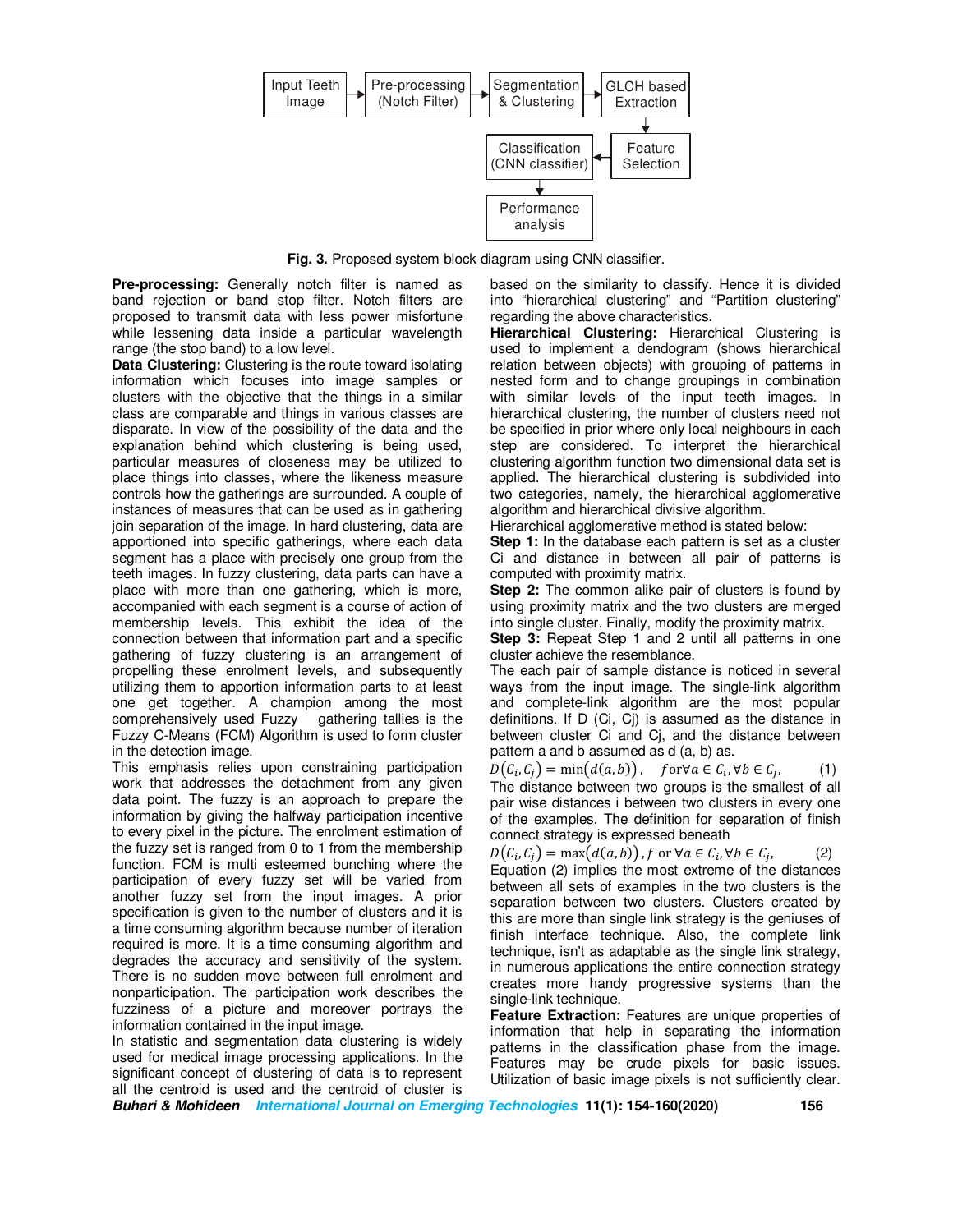Fig. 3. Proposed system block diagram using CNN classifier.

**Pre-processing:** Generally notch filter is named as band rejection or band stop filter. Notch filters are proposed to transmit data with less power misfortune while lessening data inside a particular wavelength range (the stop band) to a low level.

**Data Clustering:** Clustering is the route toward isolating information which focuses into image samples or clusters with the objective that the things in a similar class are comparable and things in various classes are disparate. In view of the possibility of the data and the explanation behind which clustering is being used, particular measures of closeness may be utilized to place things into classes, where the likeness measure controls how the gatherings are surrounded. A couple of instances of measures that can be used as in gathering join separation of the image. In hard clustering, data are apportioned into specific gatherings, where each data segment has a place with precisely one group from the teeth images. In fuzzy clustering, data parts can have a place with more than one gathering, which is more, accompanied with each segment is a course of action of membership levels. This exhibit the idea of the connection between that information part and a specific gathering of fuzzy clustering is an arrangement of propelling these enrolment levels, and subsequently utilizing them to apportion information parts to at least one get together. A champion among the most comprehensively used Fuzzy gathering tallies is the Fuzzy C-Means (FCM) Algorithm is used to form cluster in the detection image.

This emphasis relies upon constraining participation work that addresses the detachment from any given data point. The fuzzy is an approach to prepare the information by giving the halfway participation incentive to every pixel in the picture. The enrolment estimation of the fuzzy set is ranged from 0 to 1 from the membership function. FCM is multi esteemed bunching where the participation of every fuzzy set will be varied from another fuzzy set from the input images. A prior specification is given to the number of clusters and it is a time consuming algorithm because number of iteration required is more. It is a time consuming algorithm and degrades the accuracy and sensitivity of the system. There is no sudden move between full enrolment and nonparticipation. The participation work describes the fuzziness of a picture and moreover portrays the information contained in the input image.

In statistic and segmentation data clustering is widely used for medical image processing applications. In the significant concept of clustering of data is to represent all the centroid is used and the centroid of cluster is based on the similarity to classify. Hence it is divided into "hierarchical clustering" and "Partition clustering" regarding the above characteristics.

**Hierarchical Clustering:** Hierarchical Clustering is used to implement a dendogram (shows hierarchical relation between objects) with grouping of patterns in nested form and to change groupings in combination with similar levels of the input teeth images. In hierarchical clustering, the number of clusters need not be specified in prior where only local neighbours in each step are considered. To interpret the hierarchical clustering algorithm function two dimensional data set is applied. The hierarchical clustering is subdivided into two categories, namely, the hierarchical agglomerative algorithm and hierarchical divisive algorithm.

Hierarchical agglomerative method is stated below:

**Step 1:** In the database each pattern is set as a cluster Ci and distance in between all pair of patterns is computed with proximity matrix.

**Step 2:** The common alike pair of clusters is found by using proximity matrix and the two clusters are merged into single cluster. Finally, modify the proximity matrix.

**Step 3:** Repeat Step 1 and 2 until all patterns in one cluster achieve the resemblance.

The each pair of sample distance is noticed in several ways from the input image. The single-link algorithm and complete-link algorithm are the most popular definitions. If D (Ci, Cj) is assumed as the distance in between cluster Ci and Cj, and the distance between pattern a and b assumed as d (a, b) as.

$$D(C_i, C_j) = \min(d(a,b)), \quad for \forall a \in C_i, \forall b \in C_j, \tag{1}$$

The distance between two groups is the smallest of all pair wise distances i between two clusters in every one of the examples. The definition for separation of finish connect strategy is expressed beneath

$$D(C_i, C_j) = \max(d(a,b)), f \text{ or } \forall a \in C_i, \forall b \in C_j, \tag{2}$$

Equation (2) implies the most extreme of the distances between all sets of examples in the two clusters is the separation between two clusters. Clusters created by this are more than single link strategy is the geniuses of finish interface technique. Also, the complete link technique, isn't as adaptable as the single link strategy, in numerous applications the entire connection strategy creates more handy progressive systems than the single-link technique.

**Feature Extraction:** Features are unique properties of information that help in separating the information patterns in the classification phase from the image. Features may be crude pixels for basic issues. Utilization of basic image pixels is not sufficiently clear.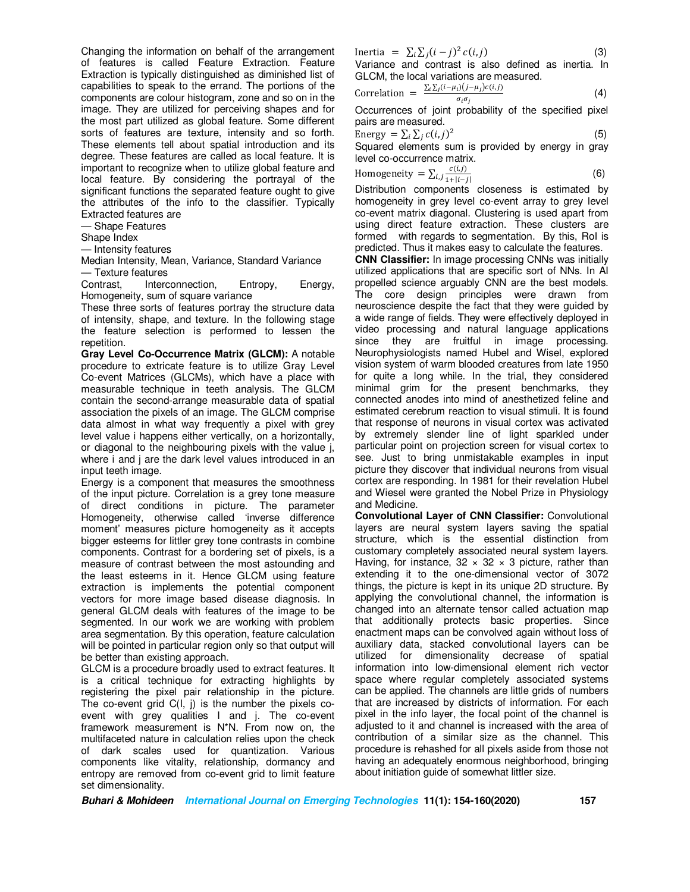Changing the information on behalf of the arrangement of features is called Feature Extraction. Feature Extraction is typically distinguished as diminished list of capabilities to speak to the errand. The portions of the components are colour histogram, zone and so on in the image. They are utilized for perceiving shapes and for the most part utilized as global feature. Some different sorts of features are texture, intensity and so forth. These elements tell about spatial introduction and its degree. These features are called as local feature. It is important to recognize when to utilize global feature and local feature. By considering the portrayal of the significant functions the separated feature ought to give the attributes of the info to the classifier. Typically Extracted features are

— Shape Features

Shape Index

— Intensity features

Median Intensity, Mean, Variance, Standard Variance

— Texture features

Contrast, Interconnection, Entropy, Energy, Homogeneity, sum of square variance

These three sorts of features portray the structure data of intensity, shape, and texture. In the following stage the feature selection is performed to lessen the repetition.

**Gray Level Co-Occurrence Matrix (GLCM):** A notable procedure to extricate feature is to utilize Gray Level Co-event Matrices (GLCMs), which have a place with measurable technique in teeth analysis. The GLCM contain the second-arrange measurable data of spatial association the pixels of an image. The GLCM comprise data almost in what way frequently a pixel with grey level value i happens either vertically, on a horizontally, or diagonal to the neighbouring pixels with the value j, where i and j are the dark level values introduced in an input teeth image.

Energy is a component that measures the smoothness of the input picture. Correlation is a grey tone measure of direct conditions in picture. The parameter Homogeneity, otherwise called 'inverse difference moment' measures picture homogeneity as it accepts bigger esteems for littler grey tone contrasts in combine components. Contrast for a bordering set of pixels, is a measure of contrast between the most astounding and the least esteems in it. Hence GLCM using feature extraction is implements the potential component vectors for more image based disease diagnosis. In general GLCM deals with features of the image to be segmented. In our work we are working with problem area segmentation. By this operation, feature calculation will be pointed in particular region only so that output will be better than existing approach.

GLCM is a procedure broadly used to extract features. It is a critical technique for extracting highlights by registering the pixel pair relationship in the picture. The co-event grid C(I, j) is the number the pixels co-event with grey qualities I and j. The co-event framework measurement is N*N. From now on, the multifaceted nature in calculation relies upon the check of dark scales used for quantization. Various components like vitality, relationship, dormancy and entropy are removed from co-event grid to limit feature set dimensionality.

$$\text{Inertia} = \sum_i \sum_j (i-j)^2 \, c(i,j) \quad (3)$$

Variance and contrast is also defined as inertia. In GLCM, the local variations are measured.

$$\text{Correlation} = \frac{\sum_i \sum_j (i-\mu_i)(j-\mu_j) c(i,j)}{\sigma_i \sigma_j} \quad (4)$$

Occurrences of joint probability of the specified pixel pairs are measured.

$$\text{Energy} = \sum_i \sum_j c(i,j)^2 \quad (5)$$

Squared elements sum is provided by energy in gray level co-occurrence matrix.

$$\text{Homogeneity} = \sum_{i,j} \frac{c(i,j)}{1+|i-j|} \quad (6)$$

Distribution components closeness is estimated by homogeneity in grey level co-event array to grey level co-event matrix diagonal. Clustering is used apart from using direct feature extraction. These clusters are formed with regards to segmentation. By this, RoI is predicted. Thus it makes easy to calculate the features.

**CNN Classifier:** In image processing CNNs was initially utilized applications that are specific sort of NNs. In AI propelled science arguably CNN are the best models. The core design principles were drawn from neuroscience despite the fact that they were guided by a wide range of fields. They were effectively deployed in video processing and natural language applications since they are fruitful in image processing. Neurophysiologists named Hubel and Wisel, explored vision system of warm blooded creatures from late 1950 for quite a long while. In the trial, they considered minimal grim for the present benchmarks, they connected anodes into mind of anesthetized feline and estimated cerebrum reaction to visual stimuli. It is found that response of neurons in visual cortex was activated by extremely slender line of light sparkled under particular point on projection screen for visual cortex to see. Just to bring unmistakable examples in input picture they discover that individual neurons from visual cortex are responding. In 1981 for their revelation Hubel and Wiesel were granted the Nobel Prize in Physiology and Medicine.

**Convolutional Layer of CNN Classifier:** Convolutional layers are neural system layers saving the spatial structure, which is the essential distinction from customary completely associated neural system layers. Having, for instance, 32 × 32 × 3 picture, rather than extending it to the one-dimensional vector of 3072 things, the picture is kept in its unique 2D structure. By applying the convolutional channel, the information is changed into an alternate tensor called actuation map that additionally protects basic properties. Since enactment maps can be convolved again without loss of auxiliary data, stacked convolutional layers can be utilized for dimensionality decrease of spatial information into low-dimensional element rich vector space where regular completely associated systems can be applied. The channels are little grids of numbers that are increased by districts of information. For each pixel in the info layer, the focal point of the channel is adjusted to it and channel is increased with the area of contribution of a similar size as the channel. This procedure is rehashed for all pixels aside from those not having an adequately enormous neighborhood, bringing about initiation guide of somewhat littler size.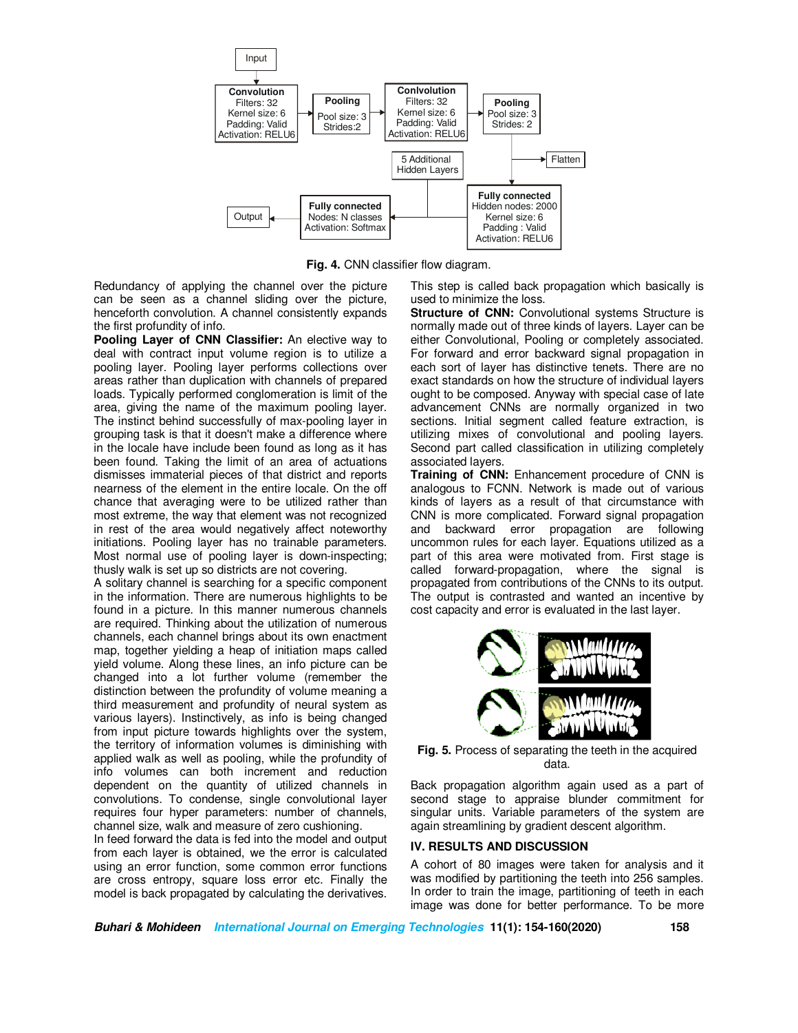Fig. 4. CNN classifier flow diagram.

Redundancy of applying the channel over the picture can be seen as a channel sliding over the picture, henceforth convolution. A channel consistently expands the first profundity of info.

**Pooling Layer of CNN Classifier:** An elective way to deal with contract input volume region is to utilize a pooling layer. Pooling layer performs collections over areas rather than duplication with channels of prepared loads. Typically performed conglomeration is limit of the area, giving the name of the maximum pooling layer. The instinct behind successfully of max-pooling layer in grouping task is that it doesn't make a difference where in the locale have include been found as long as it has been found. Taking the limit of an area of actuations dismisses immaterial pieces of that district and reports nearness of the element in the entire locale. On the off chance that averaging were to be utilized rather than most extreme, the way that element was not recognized in rest of the area would negatively affect noteworthy initiations. Pooling layer has no trainable parameters. Most normal use of pooling layer is down-inspecting; thusly walk is set up so districts are not covering.

A solitary channel is searching for a specific component in the information. There are numerous highlights to be found in a picture. In this manner numerous channels are required. Thinking about the utilization of numerous channels, each channel brings about its own enactment map, together yielding a heap of initiation maps called yield volume. Along these lines, an info picture can be changed into a lot further volume (remember the distinction between the profundity of volume meaning a third measurement and profundity of neural system as various layers). Instinctively, as info is being changed from input picture towards highlights over the system, the territory of information volumes is diminishing with applied walk as well as pooling, while the profundity of info volumes can both increment and reduction dependent on the quantity of utilized channels in convolutions. To condense, single convolutional layer requires four hyper parameters: number of channels, channel size, walk and measure of zero cushioning.

In feed forward the data is fed into the model and output from each layer is obtained, we the error is calculated using an error function, some common error functions are cross entropy, square loss error etc. Finally the model is back propagated by calculating the derivatives. This step is called back propagation which basically is used to minimize the loss.

**Structure of CNN:** Convolutional systems Structure is normally made out of three kinds of layers. Layer can be either Convolutional, Pooling or completely associated. For forward and error backward signal propagation in each sort of layer has distinctive tenets. There are no exact standards on how the structure of individual layers ought to be composed. Anyway with special case of late advancement CNNs are normally organized in two sections. Initial segment called feature extraction, is utilizing mixes of convolutional and pooling layers. Second part called classification in utilizing completely associated layers.

**Training of CNN:** Enhancement procedure of CNN is analogous to FCNN. Network is made out of various kinds of layers as a result of that circumstance with CNN is more complicated. Forward signal propagation and backward error propagation are following uncommon rules for each layer. Equations utilized as a part of this area were motivated from. First stage is called forward-propagation, where the signal is propagated from contributions of the CNNs to its output. The output is contrasted and wanted an incentive by cost capacity and error is evaluated in the last layer.

Fig. 5. Process of separating the teeth in the acquired data.

Back propagation algorithm again used as a part of second stage to appraise blunder commitment for singular units. Variable parameters of the system are again streamlining by gradient descent algorithm.

## IV. RESULTS AND DISCUSSION

A cohort of 80 images were taken for analysis and it was modified by partitioning the teeth into 256 samples. In order to train the image, partitioning of teeth in each image was done for better performance. To be more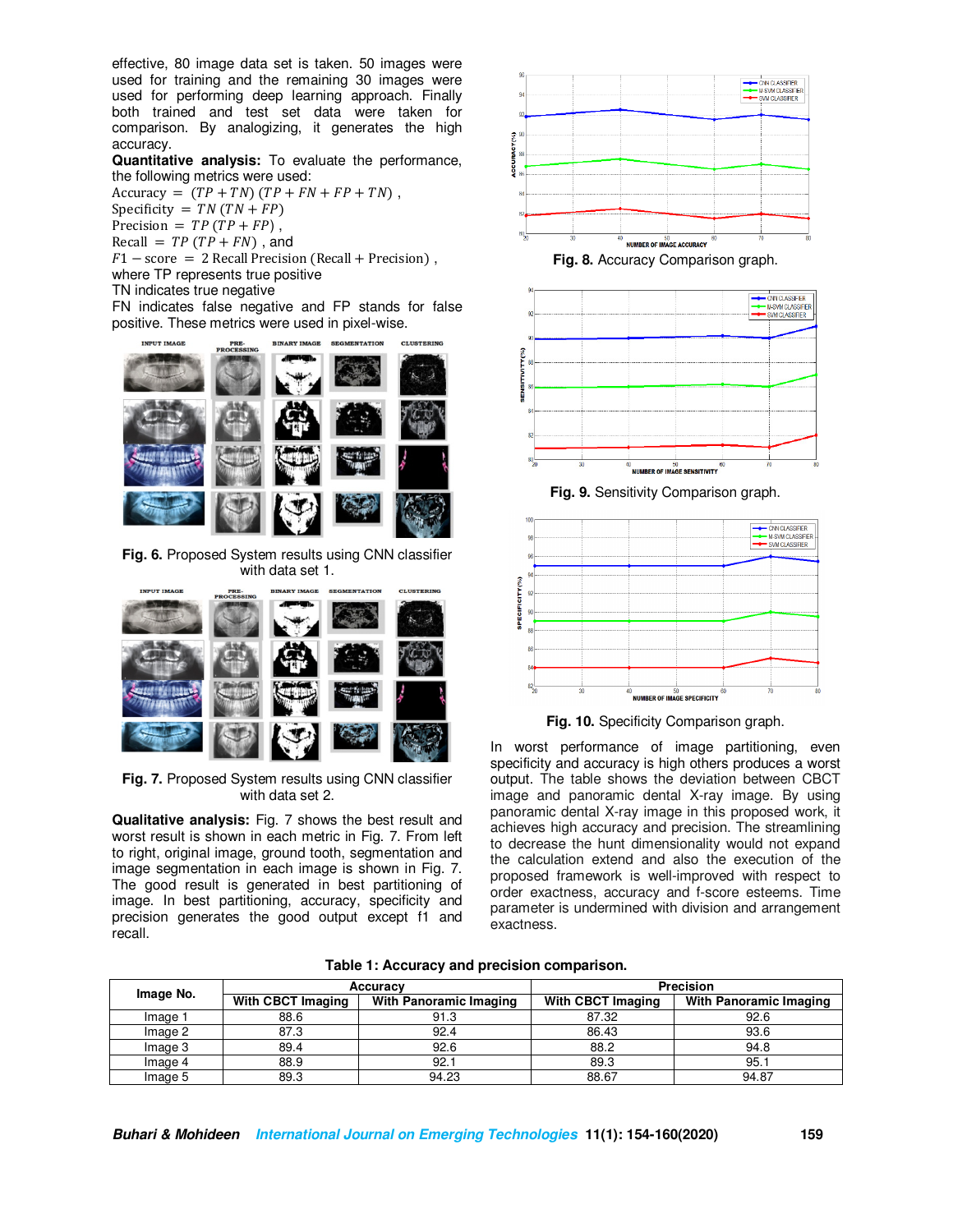effective, 80 image data set is taken. 50 images were used for training and the remaining 30 images were used for performing deep learning approach. Finally both trained and test set data were taken for comparison. By analogizing, it generates the high accuracy.

**Quantitative analysis:** To evaluate the performance, the following metrics were used:

$\text{Accuracy} = (TP + TN)\,(TP + FN + FP + TN)$,

$\text{Specificity} = TN\,(TN + FP)$

$\text{Precision} = TP\,(TP + FP)$,

$\text{Recall} = TP\,(TP + FN)$, and

$F1 - \text{score} = 2\text{ Recall Precision }(\text{Recall} + \text{Precision})$,

where TP represents true positive

TN indicates true negative

FN indicates false negative and FP stands for false positive. These metrics were used in pixel-wise.

**Fig. 6.** Proposed System results using CNN classifier with data set 1.

**Fig. 7.** Proposed System results using CNN classifier with data set 2.

**Qualitative analysis:** Fig. 7 shows the best result and worst result is shown in each metric in Fig. 7. From left to right, original image, ground tooth, segmentation and image segmentation in each image is shown in Fig. 7. The good result is generated in best partitioning of image. In best partitioning, accuracy, specificity and precision generates the good output except f1 and recall.

**Fig. 8.** Accuracy Comparison graph.

**Fig. 9.** Sensitivity Comparison graph.

**Fig. 10.** Specificity Comparison graph.

In worst performance of image partitioning, even specificity and accuracy is high others produces a worst output. The table shows the deviation between CBCT image and panoramic dental X-ray image. By using panoramic dental X-ray image in this proposed work, it achieves high accuracy and precision. The streamlining to decrease the hunt dimensionality would not expand the calculation extend and also the execution of the proposed framework is well-improved with respect to order exactness, accuracy and f-score esteems. Time parameter is undermined with division and arrangement exactness.

**Table 1: Accuracy and precision comparison.**

| Image No. | Accuracy | | Precision | |
|---|---|---|---|---|
| | With CBCT Imaging | With Panoramic Imaging | With CBCT Imaging | With Panoramic Imaging |
| Image 1 | 88.6 | 91.3 | 87.32 | 92.6 |
| Image 2 | 87.3 | 92.4 | 86.43 | 93.6 |
| Image 3 | 89.4 | 92.6 | 88.2 | 94.8 |
| Image 4 | 88.9 | 92.1 | 89.3 | 95.1 |
| Image 5 | 89.3 | 94.23 | 88.67 | 94.87 |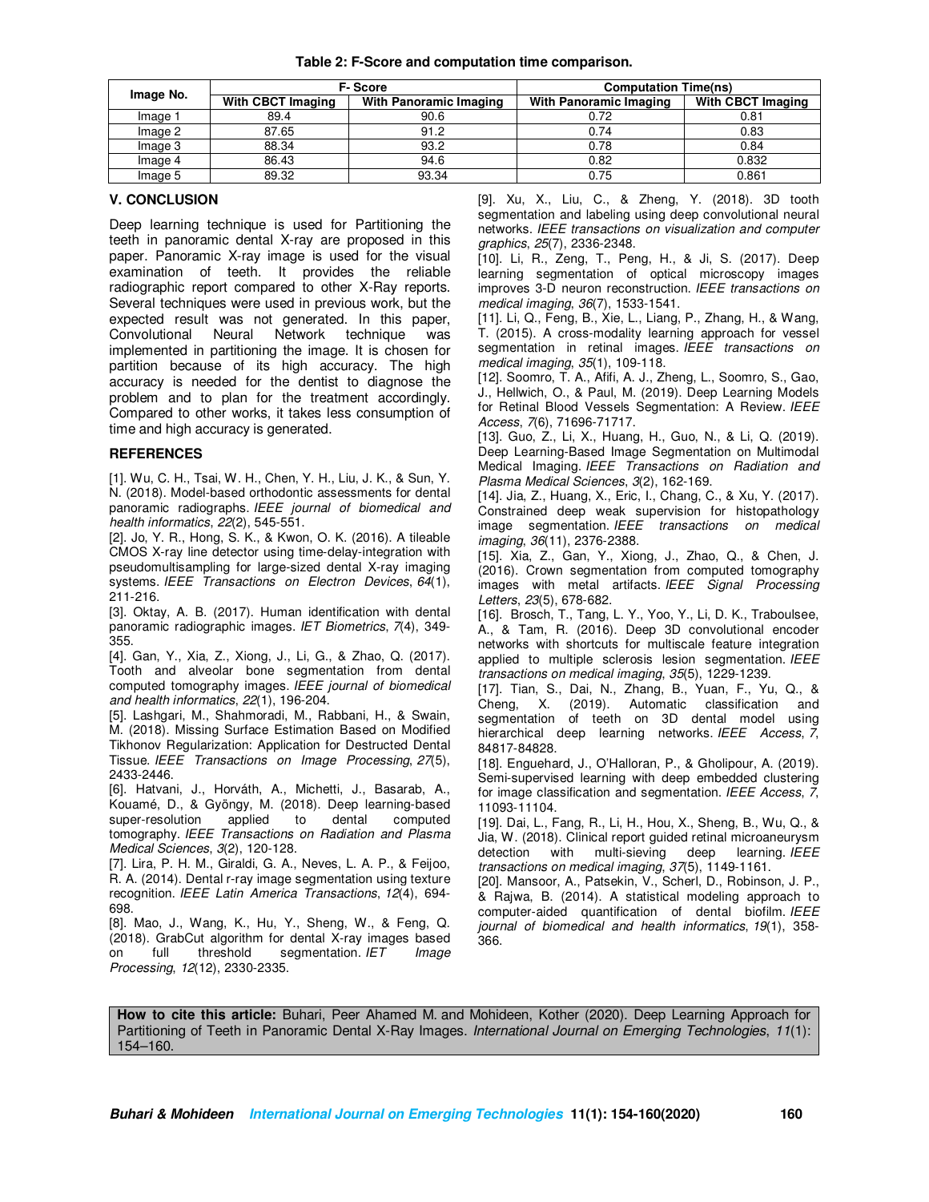**Table 2: F-Score and computation time comparison.**

| Image No. | F- Score | | Computation Time(ns) | |
|---|---|---|---|---|
| | With CBCT Imaging | With Panoramic Imaging | With Panoramic Imaging | With CBCT Imaging |
| Image 1 | 89.4 | 90.6 | 0.72 | 0.81 |
| Image 2 | 87.65 | 91.2 | 0.74 | 0.83 |
| Image 3 | 88.34 | 93.2 | 0.78 | 0.84 |
| Image 4 | 86.43 | 94.6 | 0.82 | 0.832 |
| Image 5 | 89.32 | 93.34 | 0.75 | 0.861 |

## V. CONCLUSION

Deep learning technique is used for Partitioning the teeth in panoramic dental X-ray are proposed in this paper. Panoramic X-ray image is used for the visual examination of teeth. It provides the reliable radiographic report compared to other X-Ray reports. Several techniques were used in previous work, but the expected result was not generated. In this paper, Convolutional Neural Network technique was implemented in partitioning the image. It is chosen for partition because of its high accuracy. The high accuracy is needed for the dentist to diagnose the problem and to plan for the treatment accordingly. Compared to other works, it takes less consumption of time and high accuracy is generated.

## REFERENCES

[1]. Wu, C. H., Tsai, W. H., Chen, Y. H., Liu, J. K., & Sun, Y. N. (2018). Model-based orthodontic assessments for dental panoramic radiographs. *IEEE journal of biomedical and health informatics*, *22*(2), 545-551.

[2]. Jo, Y. R., Hong, S. K., & Kwon, O. K. (2016). A tileable CMOS X-ray line detector using time-delay-integration with pseudomultisampling for large-sized dental X-ray imaging systems. *IEEE Transactions on Electron Devices*, *64*(1), 211-216.

[3]. Oktay, A. B. (2017). Human identification with dental panoramic radiographic images. *IET Biometrics*, *7*(4), 349-355.

[4]. Gan, Y., Xia, Z., Xiong, J., Li, G., & Zhao, Q. (2017). Tooth and alveolar bone segmentation from dental computed tomography images. *IEEE journal of biomedical and health informatics*, *22*(1), 196-204.

[5]. Lashgari, M., Shahmoradi, M., Rabbani, H., & Swain, M. (2018). Missing Surface Estimation Based on Modified Tikhonov Regularization: Application for Destructed Dental Tissue. *IEEE Transactions on Image Processing*, *27*(5), 2433-2446.

[6]. Hatvani, J., Horváth, A., Michetti, J., Basarab, A., Kouamé, D., & Gyöngy, M. (2018). Deep learning-based super-resolution applied to dental computed tomography. *IEEE Transactions on Radiation and Plasma Medical Sciences*, *3*(2), 120-128.

[7]. Lira, P. H. M., Giraldi, G. A., Neves, L. A. P., & Feijoo, R. A. (2014). Dental r-ray image segmentation using texture recognition. *IEEE Latin America Transactions*, *12*(4), 694-698.

[8]. Mao, J., Wang, K., Hu, Y., Sheng, W., & Feng, Q. (2018). GrabCut algorithm for dental X-ray images based on full threshold segmentation. *IET Image Processing*, *12*(12), 2330-2335.

[9]. Xu, X., Liu, C., & Zheng, Y. (2018). 3D tooth segmentation and labeling using deep convolutional neural networks. *IEEE transactions on visualization and computer graphics*, *25*(7), 2336-2348.

[10]. Li, R., Zeng, T., Peng, H., & Ji, S. (2017). Deep learning segmentation of optical microscopy images improves 3-D neuron reconstruction. *IEEE transactions on medical imaging*, *36*(7), 1533-1541.

[11]. Li, Q., Feng, B., Xie, L., Liang, P., Zhang, H., & Wang, T. (2015). A cross-modality learning approach for vessel segmentation in retinal images. *IEEE transactions on medical imaging*, *35*(1), 109-118.

[12]. Soomro, T. A., Afifi, A. J., Zheng, L., Soomro, S., Gao, J., Hellwich, O., & Paul, M. (2019). Deep Learning Models for Retinal Blood Vessels Segmentation: A Review. *IEEE Access*, *7*(6), 71696-71717.

[13]. Guo, Z., Li, X., Huang, H., Guo, N., & Li, Q. (2019). Deep Learning-Based Image Segmentation on Multimodal Medical Imaging. *IEEE Transactions on Radiation and Plasma Medical Sciences*, *3*(2), 162-169.

[14]. Jia, Z., Huang, X., Eric, I., Chang, C., & Xu, Y. (2017). Constrained deep weak supervision for histopathology image segmentation. *IEEE transactions on medical imaging*, *36*(11), 2376-2388.

[15]. Xia, Z., Gan, Y., Xiong, J., Zhao, Q., & Chen, J. (2016). Crown segmentation from computed tomography images with metal artifacts. *IEEE Signal Processing Letters*, *23*(5), 678-682.

[16]. Brosch, T., Tang, L. Y., Yoo, Y., Li, D. K., Traboulsee, A., & Tam, R. (2016). Deep 3D convolutional encoder networks with shortcuts for multiscale feature integration applied to multiple sclerosis lesion segmentation. *IEEE transactions on medical imaging*, *35*(5), 1229-1239.

[17]. Tian, S., Dai, N., Zhang, B., Yuan, F., Yu, Q., & Cheng, X. (2019). Automatic classification and segmentation of teeth on 3D dental model using hierarchical deep learning networks. *IEEE Access*, *7*, 84817-84828.

[18]. Enguehard, J., O'Halloran, P., & Gholipour, A. (2019). Semi-supervised learning with deep embedded clustering for image classification and segmentation. *IEEE Access*, *7*, 11093-11104.

[19]. Dai, L., Fang, R., Li, H., Hou, X., Sheng, B., Wu, Q., & Jia, W. (2018). Clinical report guided retinal microaneurysm detection with multi-sieving deep learning. *IEEE transactions on medical imaging*, *37*(5), 1149-1161.

[20]. Mansoor, A., Patsekin, V., Scherl, D., Robinson, J. P., & Rajwa, B. (2014). A statistical modeling approach to computer-aided quantification of dental biofilm. *IEEE journal of biomedical and health informatics*, *19*(1), 358-366.

**How to cite this article:** Buhari, Peer Ahamed M. and Mohideen, Kother (2020). Deep Learning Approach for Partitioning of Teeth in Panoramic Dental X-Ray Images. *International Journal on Emerging Technologies*, *11*(1): 154–160.